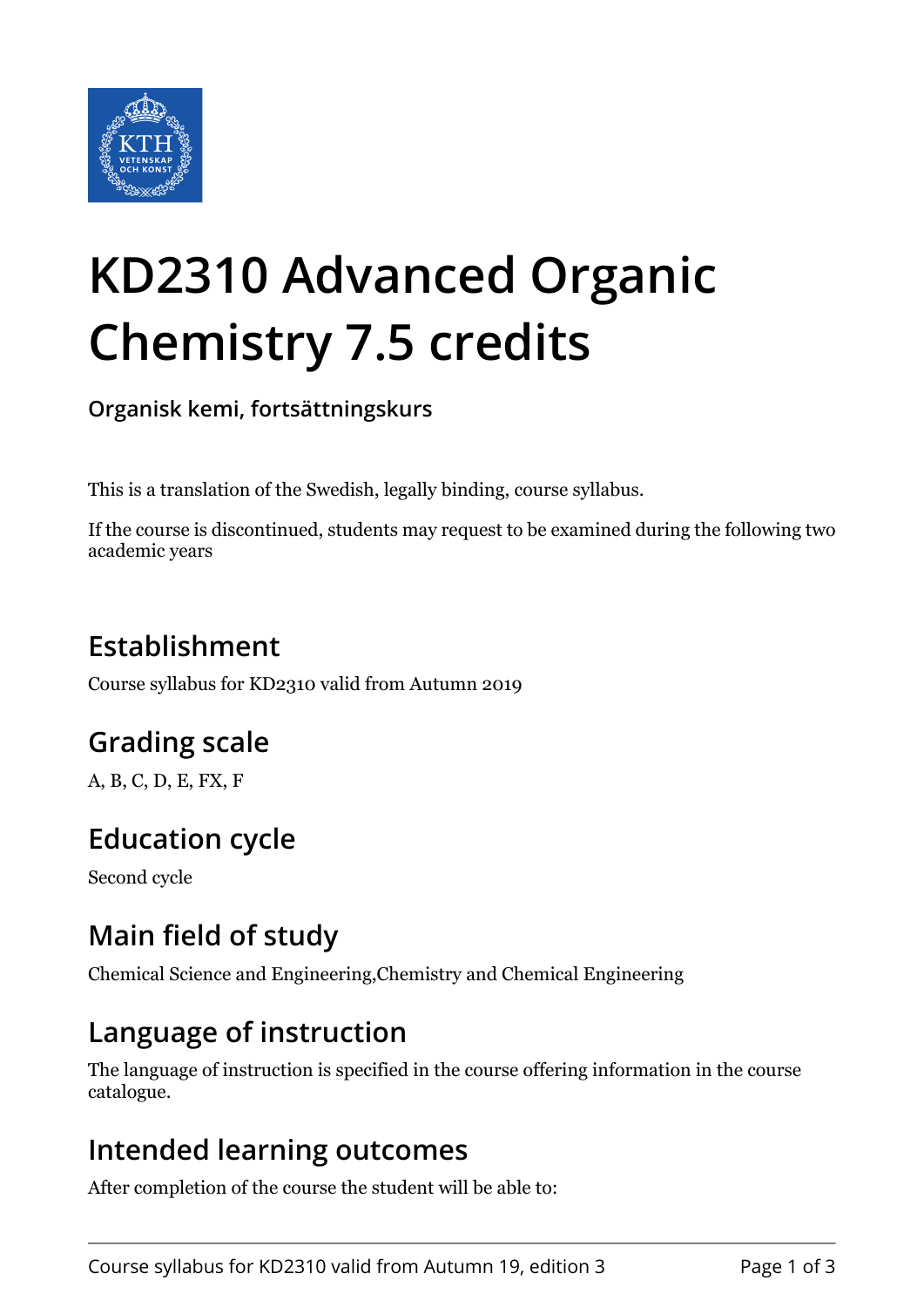# KD2310 Advanced Organic Chemistry 7.5 credits

**Organisk kemi, fortsättningskurs**

This is a translation of the Swedish, legally binding, course syllabus.

If the course is discontinued, students may request to be examined during the following two academic years

## Establishment

Course syllabus for KD2310 valid from Autumn 2019

## Grading scale

A, B, C, D, E, FX, F

## Education cycle

Second cycle

## Main field of study

Chemical Science and Engineering,Chemistry and Chemical Engineering

## Language of instruction

The language of instruction is specified in the course offering information in the course catalogue.

## Intended learning outcomes

After completion of the course the student will be able to: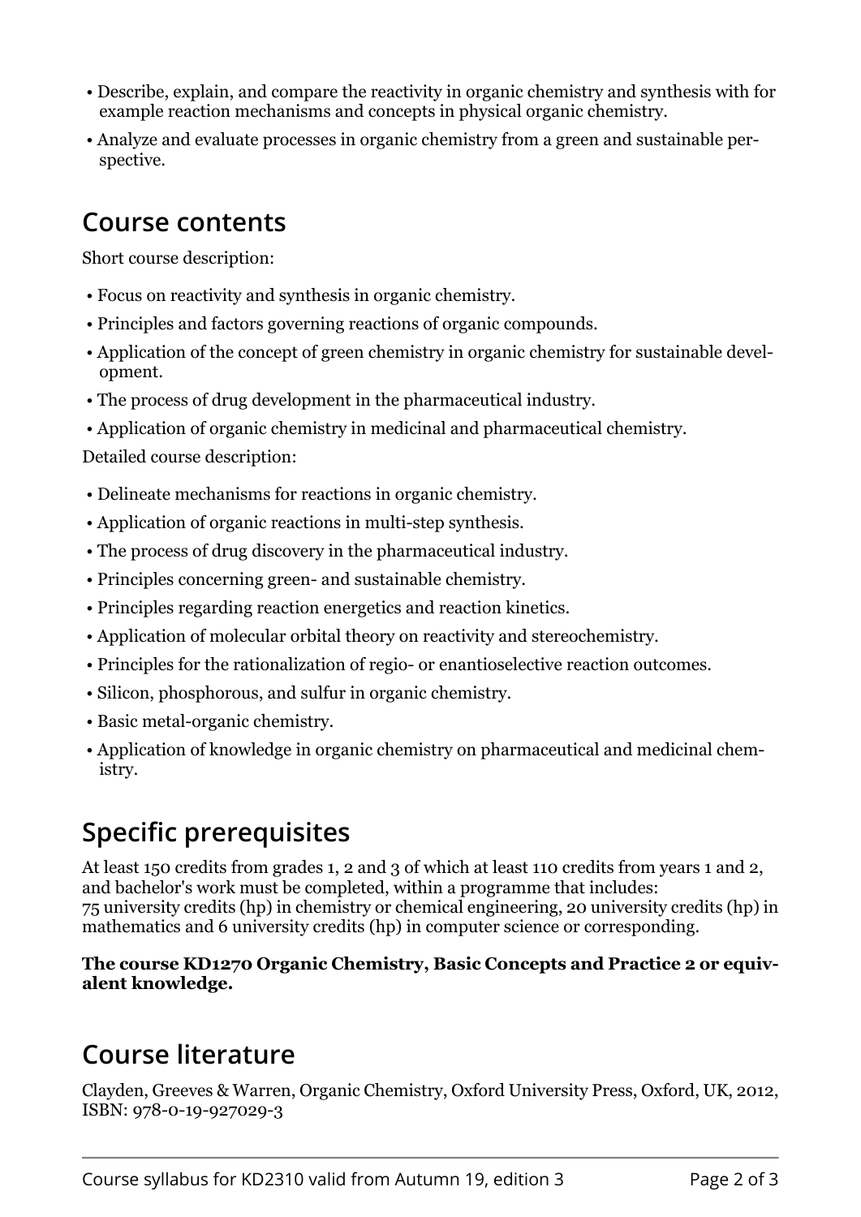- Describe, explain, and compare the reactivity in organic chemistry and synthesis with for example reaction mechanisms and concepts in physical organic chemistry.
- Analyze and evaluate processes in organic chemistry from a green and sustainable perspective.

## Course contents

Short course description:

- Focus on reactivity and synthesis in organic chemistry.
- Principles and factors governing reactions of organic compounds.
- Application of the concept of green chemistry in organic chemistry for sustainable development.
- The process of drug development in the pharmaceutical industry.
- Application of organic chemistry in medicinal and pharmaceutical chemistry.

Detailed course description:

- Delineate mechanisms for reactions in organic chemistry.
- Application of organic reactions in multi-step synthesis.
- The process of drug discovery in the pharmaceutical industry.
- Principles concerning green- and sustainable chemistry.
- Principles regarding reaction energetics and reaction kinetics.
- Application of molecular orbital theory on reactivity and stereochemistry.
- Principles for the rationalization of regio- or enantioselective reaction outcomes.
- Silicon, phosphorous, and sulfur in organic chemistry.
- Basic metal-organic chemistry.
- Application of knowledge in organic chemistry on pharmaceutical and medicinal chemistry.

## Specific prerequisites

At least 150 credits from grades 1, 2 and 3 of which at least 110 credits from years 1 and 2, and bachelor's work must be completed, within a programme that includes:
75 university credits (hp) in chemistry or chemical engineering, 20 university credits (hp) in mathematics and 6 university credits (hp) in computer science or corresponding.

**The course KD1270 Organic Chemistry, Basic Concepts and Practice 2 or equivalent knowledge.**

## Course literature

Clayden, Greeves & Warren, Organic Chemistry, Oxford University Press, Oxford, UK, 2012, ISBN: 978-0-19-927029-3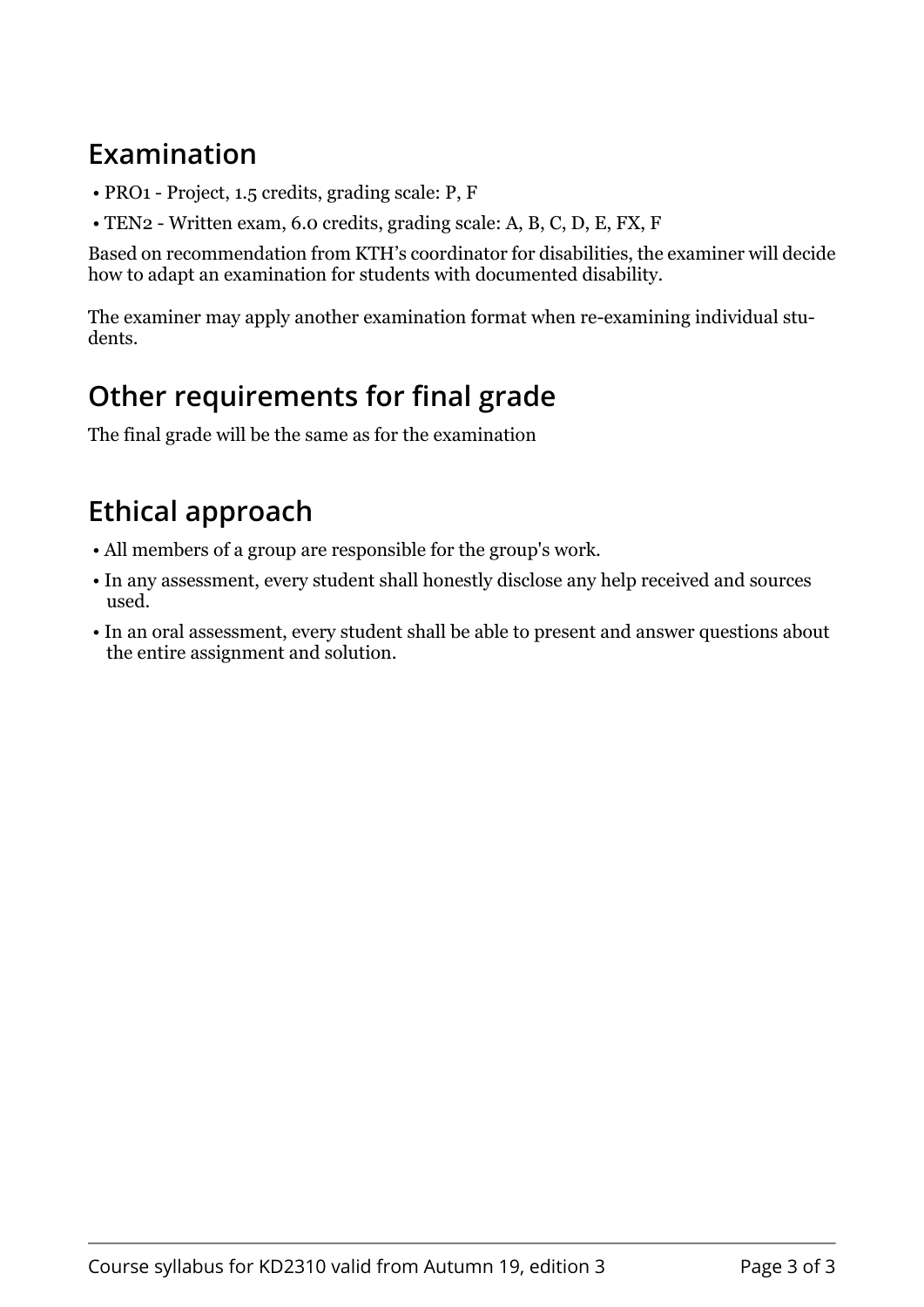## Examination

- PRO1 - Project, 1.5 credits, grading scale: P, F
- TEN2 - Written exam, 6.0 credits, grading scale: A, B, C, D, E, FX, F

Based on recommendation from KTH's coordinator for disabilities, the examiner will decide how to adapt an examination for students with documented disability.

The examiner may apply another examination format when re-examining individual students.

## Other requirements for final grade

The final grade will be the same as for the examination

## Ethical approach

- All members of a group are responsible for the group's work.
- In any assessment, every student shall honestly disclose any help received and sources used.
- In an oral assessment, every student shall be able to present and answer questions about the entire assignment and solution.